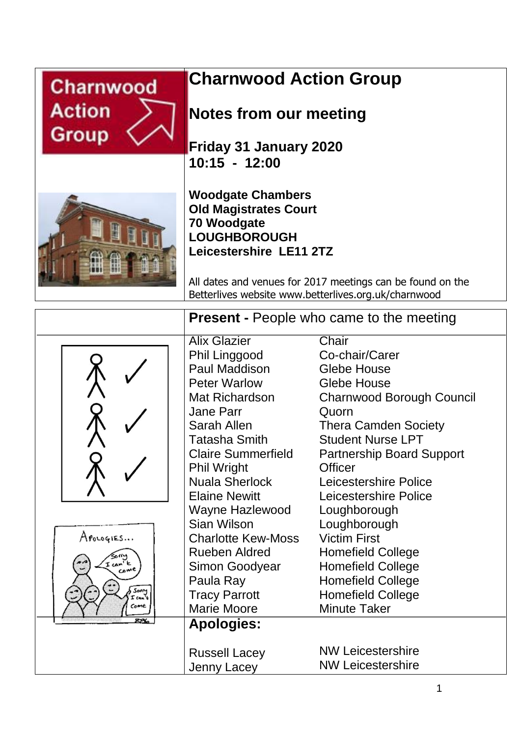# Charnwood Action Group

## Notes from our meeting

**Friday 31 January 2020**
**10:15 - 12:00**

**Woodgate Chambers**
**Old Magistrates Court**
**70 Woodgate**
**LOUGHBOROUGH**
**Leicestershire LE11 2TZ**

All dates and venues for 2017 meetings can be found on the Betterlives website www.betterlives.org.uk/charnwood

## Present - People who came to the meeting

| Name | Role |
|---|---|
| Alix Glazier | Chair |
| Phil Linggood | Co-chair/Carer |
| Paul Maddison | Glebe House |
| Peter Warlow | Glebe House |
| Mat Richardson | Charnwood Borough Council |
| Jane Parr | Quorn |
| Sarah Allen | Thera Camden Society |
| Tatasha Smith | Student Nurse LPT |
| Claire Summerfield | Partnership Board Support Officer |
| Phil Wright | |
| Nuala Sherlock | Leicestershire Police |
| Elaine Newitt | Leicestershire Police |
| Wayne Hazlewood | Loughborough |
| Sian Wilson | Loughborough |
| Charlotte Kew-Moss | Victim First |
| Rueben Aldred | Homefield College |
| Simon Goodyear | Homefield College |
| Paula Ray | Homefield College |
| Tracy Parrott | Homefield College |
| Marie Moore | Minute Taker |

## Apologies:

| Name | Role |
|---|---|
| Russell Lacey | NW Leicestershire |
| Jenny Lacey | NW Leicestershire |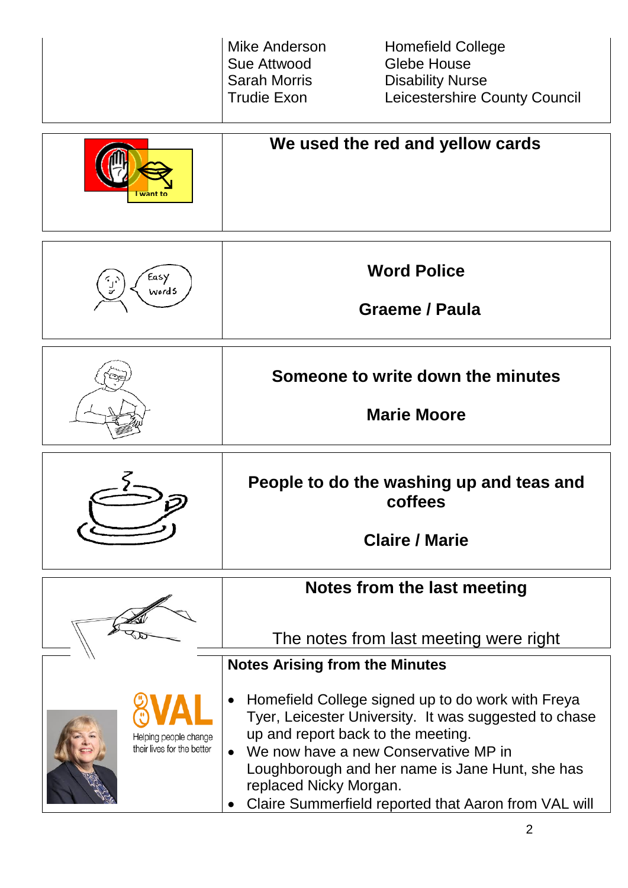| Mike Anderson | Homefield College |
|---|---|
| Sue Attwood | Glebe House |
| Sarah Morris | Disability Nurse |
| Trudie Exon | Leicestershire County Council |

**We used the red and yellow cards**

**Word Police**

**Graeme / Paula**

**Someone to write down the minutes**

**Marie Moore**

**People to do the washing up and teas and coffees**

**Claire / Marie**

**Notes from the last meeting**

The notes from last meeting were right

**Notes Arising from the Minutes**

- Homefield College signed up to do work with Freya Tyer, Leicester University. It was suggested to chase up and report back to the meeting.
- We now have a new Conservative MP in Loughborough and her name is Jane Hunt, she has replaced Nicky Morgan.
- Claire Summerfield reported that Aaron from VAL will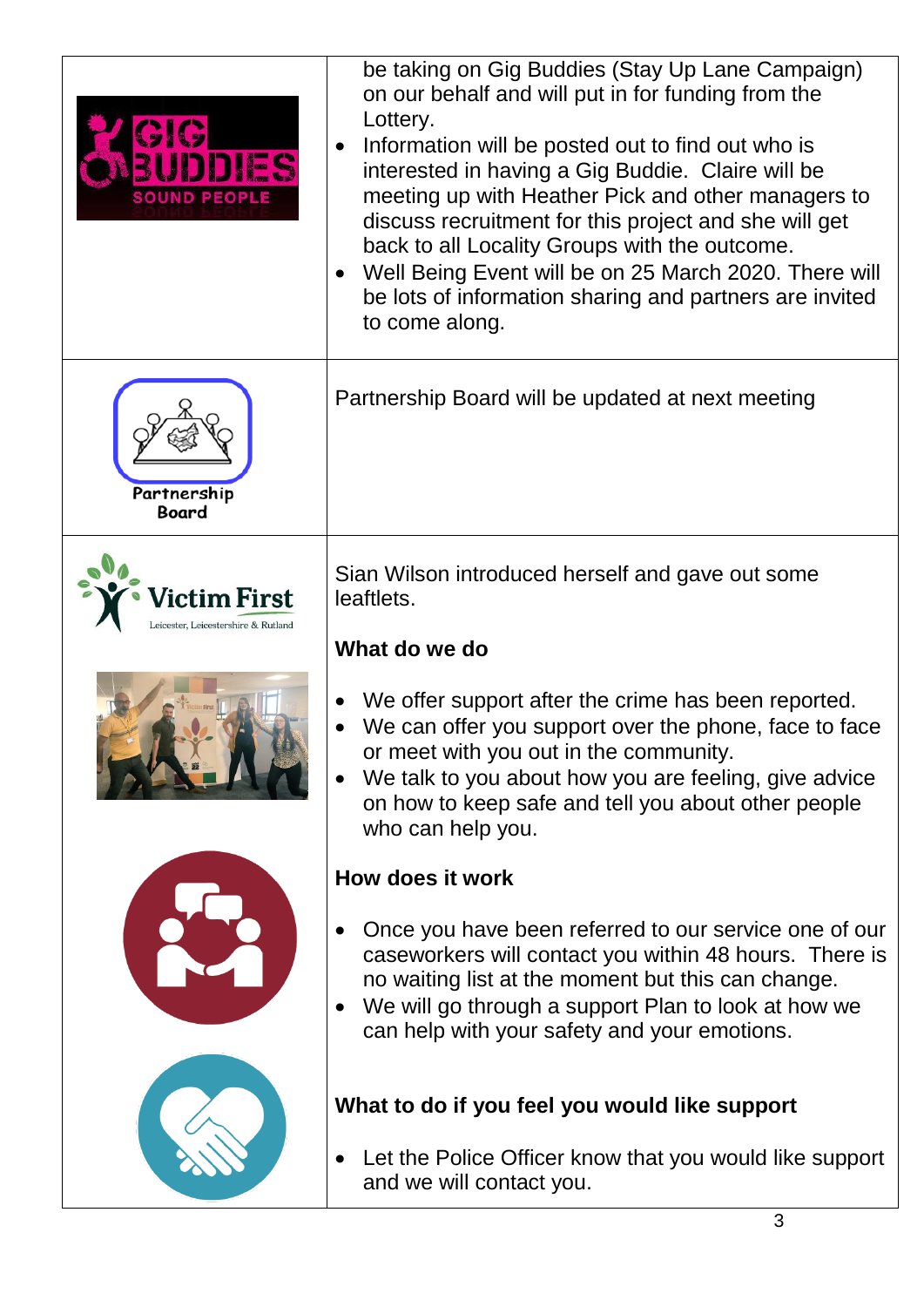| | |
|---|---|
| GIG BUDDIES SOUND PEOPLE | be taking on Gig Buddies (Stay Up Lane Campaign) on our behalf and will put in for funding from the Lottery.<br>• Information will be posted out to find out who is interested in having a Gig Buddie. Claire will be meeting up with Heather Pick and other managers to discuss recruitment for this project and she will get back to all Locality Groups with the outcome.<br>• Well Being Event will be on 25 March 2020. There will be lots of information sharing and partners are invited to come along. |
| Partnership Board | Partnership Board will be updated at next meeting |
| Victim First Leicester, Leicestershire & Rutland | Sian Wilson introduced herself and gave out some leaftlets.<br><br>**What do we do**<br><br>• We offer support after the crime has been reported.<br>• We can offer you support over the phone, face to face or meet with you out in the community.<br>• We talk to you about how you are feeling, give advice on how to keep safe and tell you about other people who can help you.<br><br>**How does it work**<br><br>• Once you have been referred to our service one of our caseworkers will contact you within 48 hours. There is no waiting list at the moment but this can change.<br>• We will go through a support Plan to look at how we can help with your safety and your emotions.<br><br>**What to do if you feel you would like support**<br><br>• Let the Police Officer know that you would like support and we will contact you. |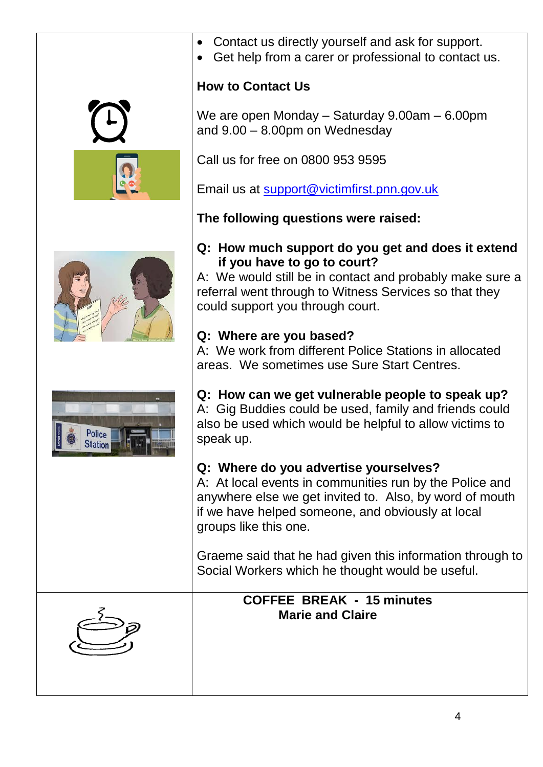- Contact us directly yourself and ask for support.
- Get help from a carer or professional to contact us.

**How to Contact Us**

We are open Monday – Saturday 9.00am – 6.00pm and 9.00 – 8.00pm on Wednesday

Call us for free on 0800 953 9595

Email us at support@victimfirst.pnn.gov.uk

**The following questions were raised:**

**Q: How much support do you get and does it extend if you have to go to court?**
A: We would still be in contact and probably make sure a referral went through to Witness Services so that they could support you through court.

**Q: Where are you based?**
A: We work from different Police Stations in allocated areas. We sometimes use Sure Start Centres.

**Q: How can we get vulnerable people to speak up?**
A: Gig Buddies could be used, family and friends could also be used which would be helpful to allow victims to speak up.

**Q: Where do you advertise yourselves?**
A: At local events in communities run by the Police and anywhere else we get invited to. Also, by word of mouth if we have helped someone, and obviously at local groups like this one.

Graeme said that he had given this information through to Social Workers which he thought would be useful.

**COFFEE BREAK - 15 minutes**
**Marie and Claire**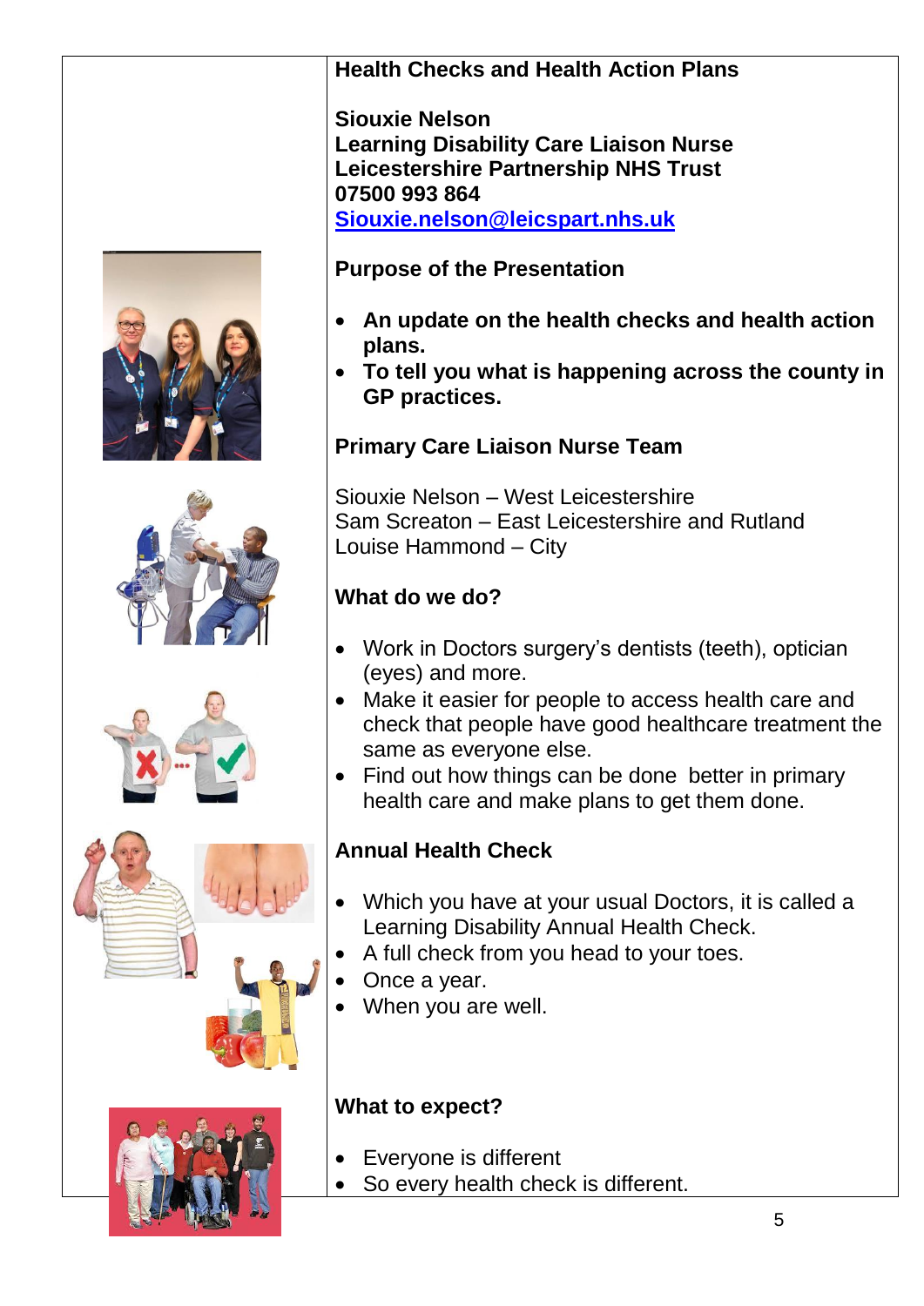**Health Checks and Health Action Plans**

**Siouxie Nelson**
**Learning Disability Care Liaison Nurse**
**Leicestershire Partnership NHS Trust**
**07500 993 864**
**Siouxie.nelson@leicspart.nhs.uk**

**Purpose of the Presentation**

- **An update on the health checks and health action plans.**
- **To tell you what is happening across the county in GP practices.**

**Primary Care Liaison Nurse Team**

Siouxie Nelson – West Leicestershire
Sam Screaton – East Leicestershire and Rutland
Louise Hammond – City

**What do we do?**

- Work in Doctors surgery's dentists (teeth), optician (eyes) and more.
- Make it easier for people to access health care and check that people have good healthcare treatment the same as everyone else.
- Find out how things can be done better in primary health care and make plans to get them done.

**Annual Health Check**

- Which you have at your usual Doctors, it is called a Learning Disability Annual Health Check.
- A full check from you head to your toes.
- Once a year.
- When you are well.

**What to expect?**

- Everyone is different
- So every health check is different.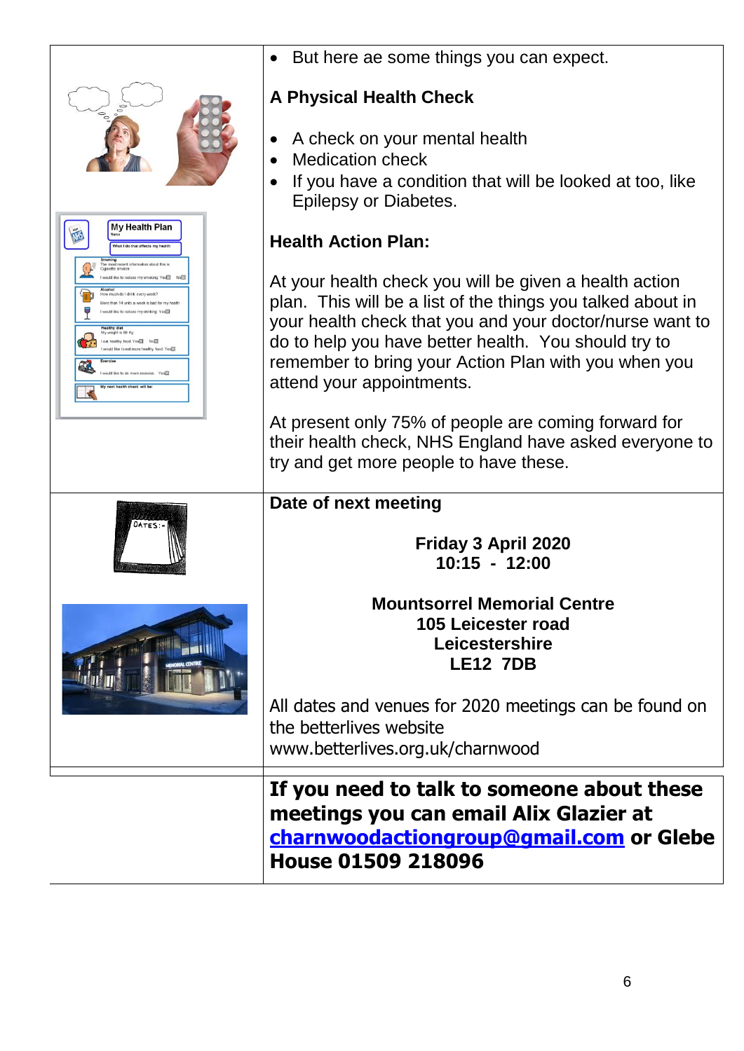- But here ae some things you can expect.

### A Physical Health Check

- A check on your mental health
- Medication check
- If you have a condition that will be looked at too, like Epilepsy or Diabetes.

### Health Action Plan:

At your health check you will be given a health action plan. This will be a list of the things you talked about in your health check that you and your doctor/nurse want to do to help you have better health. You should try to remember to bring your Action Plan with you when you attend your appointments.

At present only 75% of people are coming forward for their health check, NHS England have asked everyone to try and get more people to have these.

### Date of next meeting

**Friday 3 April 2020**
**10:15 - 12:00**

**Mountsorrel Memorial Centre**
**105 Leicester road**
**Leicestershire**
**LE12 7DB**

All dates and venues for 2020 meetings can be found on the betterlives website
www.betterlives.org.uk/charnwood

**If you need to talk to someone about these meetings you can email Alix Glazier at charnwoodactiongroup@gmail.com or Glebe House 01509 218096**